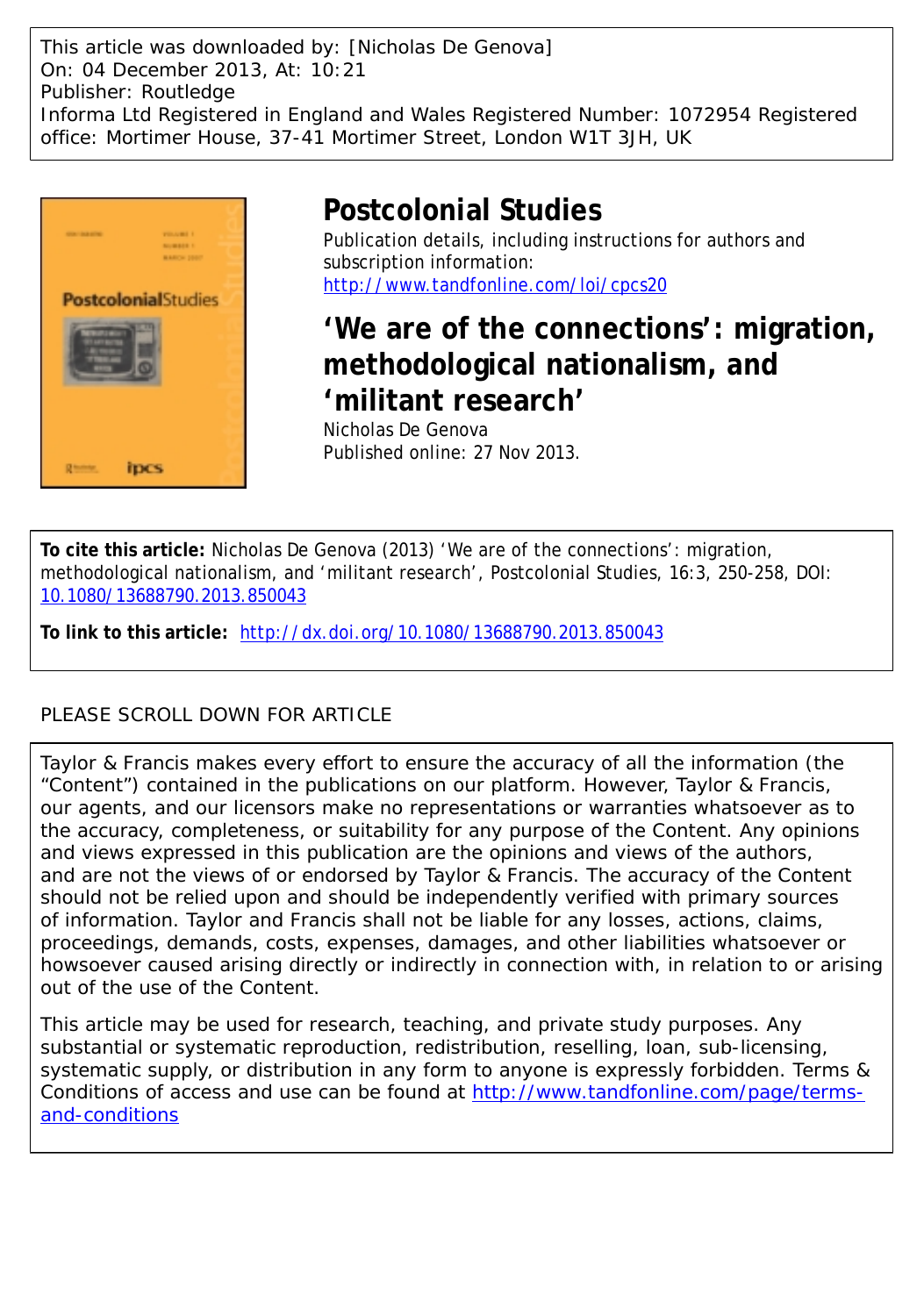This article was downloaded by: [Nicholas De Genova]
On: 04 December 2013, At: 10:21
Publisher: Routledge
Informa Ltd Registered in England and Wales Registered Number: 1072954 Registered office: Mortimer House, 37-41 Mortimer Street, London W1T 3JH, UK

# Postcolonial Studies

Publication details, including instructions for authors and subscription information:
http://www.tandfonline.com/loi/cpcs20

## 'We are of the connections': migration, methodological nationalism, and 'militant research'

Nicholas De Genova
Published online: 27 Nov 2013.

**To cite this article:** Nicholas De Genova (2013) 'We are of the connections': migration, methodological nationalism, and 'militant research', Postcolonial Studies, 16:3, 250-258, DOI: 10.1080/13688790.2013.850043

**To link to this article:** http://dx.doi.org/10.1080/13688790.2013.850043

PLEASE SCROLL DOWN FOR ARTICLE

Taylor & Francis makes every effort to ensure the accuracy of all the information (the "Content") contained in the publications on our platform. However, Taylor & Francis, our agents, and our licensors make no representations or warranties whatsoever as to the accuracy, completeness, or suitability for any purpose of the Content. Any opinions and views expressed in this publication are the opinions and views of the authors, and are not the views of or endorsed by Taylor & Francis. The accuracy of the Content should not be relied upon and should be independently verified with primary sources of information. Taylor and Francis shall not be liable for any losses, actions, claims, proceedings, demands, costs, expenses, damages, and other liabilities whatsoever or howsoever caused arising directly or indirectly in connection with, in relation to or arising out of the use of the Content.

This article may be used for research, teaching, and private study purposes. Any substantial or systematic reproduction, redistribution, reselling, loan, sub-licensing, systematic supply, or distribution in any form to anyone is expressly forbidden. Terms & Conditions of access and use can be found at http://www.tandfonline.com/page/terms-and-conditions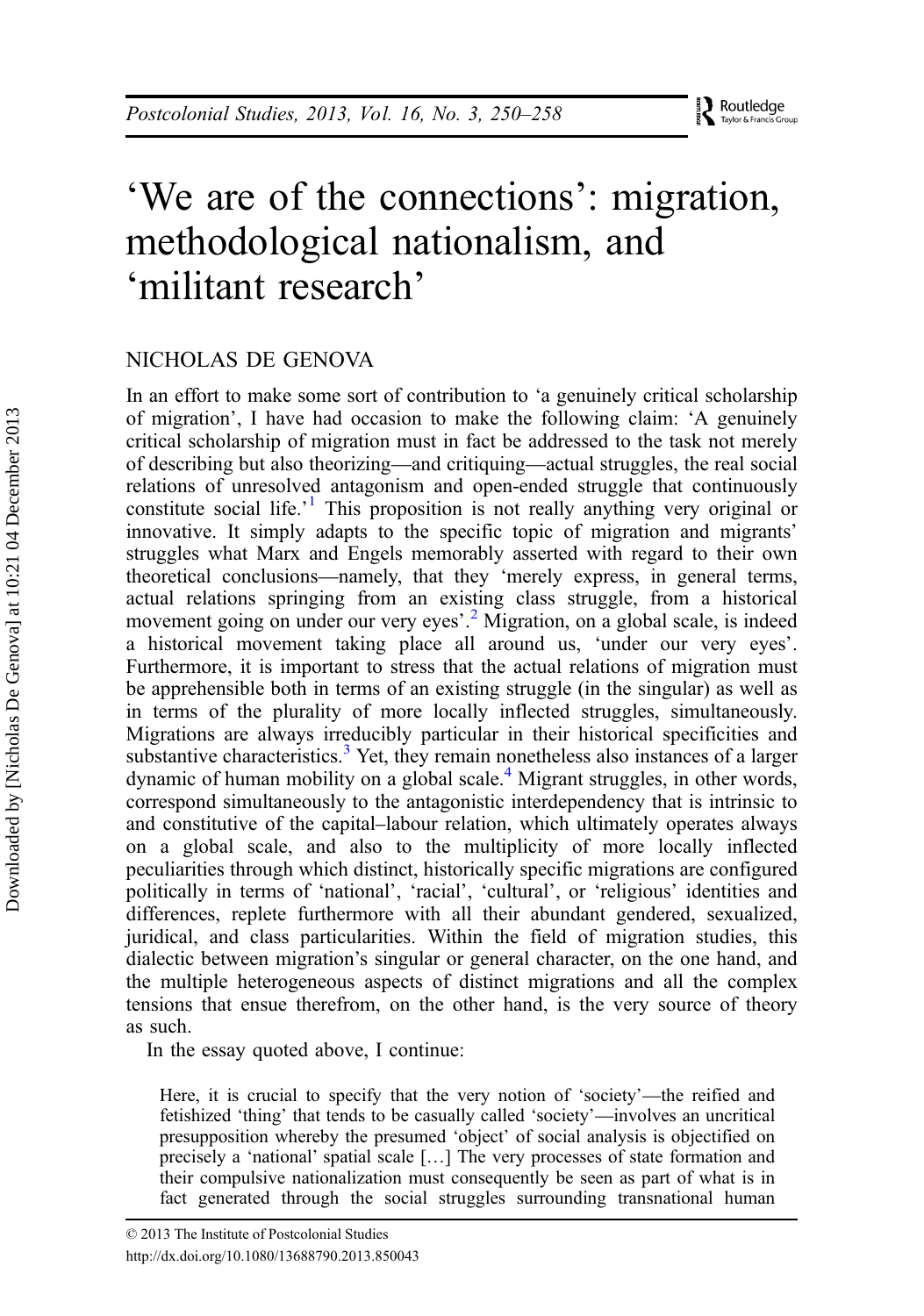# 'We are of the connections': migration, methodological nationalism, and 'militant research'

NICHOLAS DE GENOVA

In an effort to make some sort of contribution to 'a genuinely critical scholarship of migration', I have had occasion to make the following claim: 'A genuinely critical scholarship of migration must in fact be addressed to the task not merely of describing but also theorizing—and critiquing—actual struggles, the real social relations of unresolved antagonism and open-ended struggle that continuously constitute social life.'[1] This proposition is not really anything very original or innovative. It simply adapts to the specific topic of migration and migrants' struggles what Marx and Engels memorably asserted with regard to their own theoretical conclusions—namely, that they 'merely express, in general terms, actual relations springing from an existing class struggle, from a historical movement going on under our very eyes'.[2] Migration, on a global scale, is indeed a historical movement taking place all around us, 'under our very eyes'. Furthermore, it is important to stress that the actual relations of migration must be apprehensible both in terms of an existing struggle (in the singular) as well as in terms of the plurality of more locally inflected struggles, simultaneously. Migrations are always irreducibly particular in their historical specificities and substantive characteristics.[3] Yet, they remain nonetheless also instances of a larger dynamic of human mobility on a global scale.[4] Migrant struggles, in other words, correspond simultaneously to the antagonistic interdependency that is intrinsic to and constitutive of the capital–labour relation, which ultimately operates always on a global scale, and also to the multiplicity of more locally inflected peculiarities through which distinct, historically specific migrations are configured politically in terms of 'national', 'racial', 'cultural', or 'religious' identities and differences, replete furthermore with all their abundant gendered, sexualized, juridical, and class particularities. Within the field of migration studies, this dialectic between migration's singular or general character, on the one hand, and the multiple heterogeneous aspects of distinct migrations and all the complex tensions that ensue therefrom, on the other hand, is the very source of theory as such.

In the essay quoted above, I continue:

> Here, it is crucial to specify that the very notion of 'society'—the reified and fetishized 'thing' that tends to be casually called 'society'—involves an uncritical presupposition whereby the presumed 'object' of social analysis is objectified on precisely a 'national' spatial scale […] The very processes of state formation and their compulsive nationalization must consequently be seen as part of what is in fact generated through the social struggles surrounding transnational human

© 2013 The Institute of Postcolonial Studies
http://dx.doi.org/10.1080/13688790.2013.850043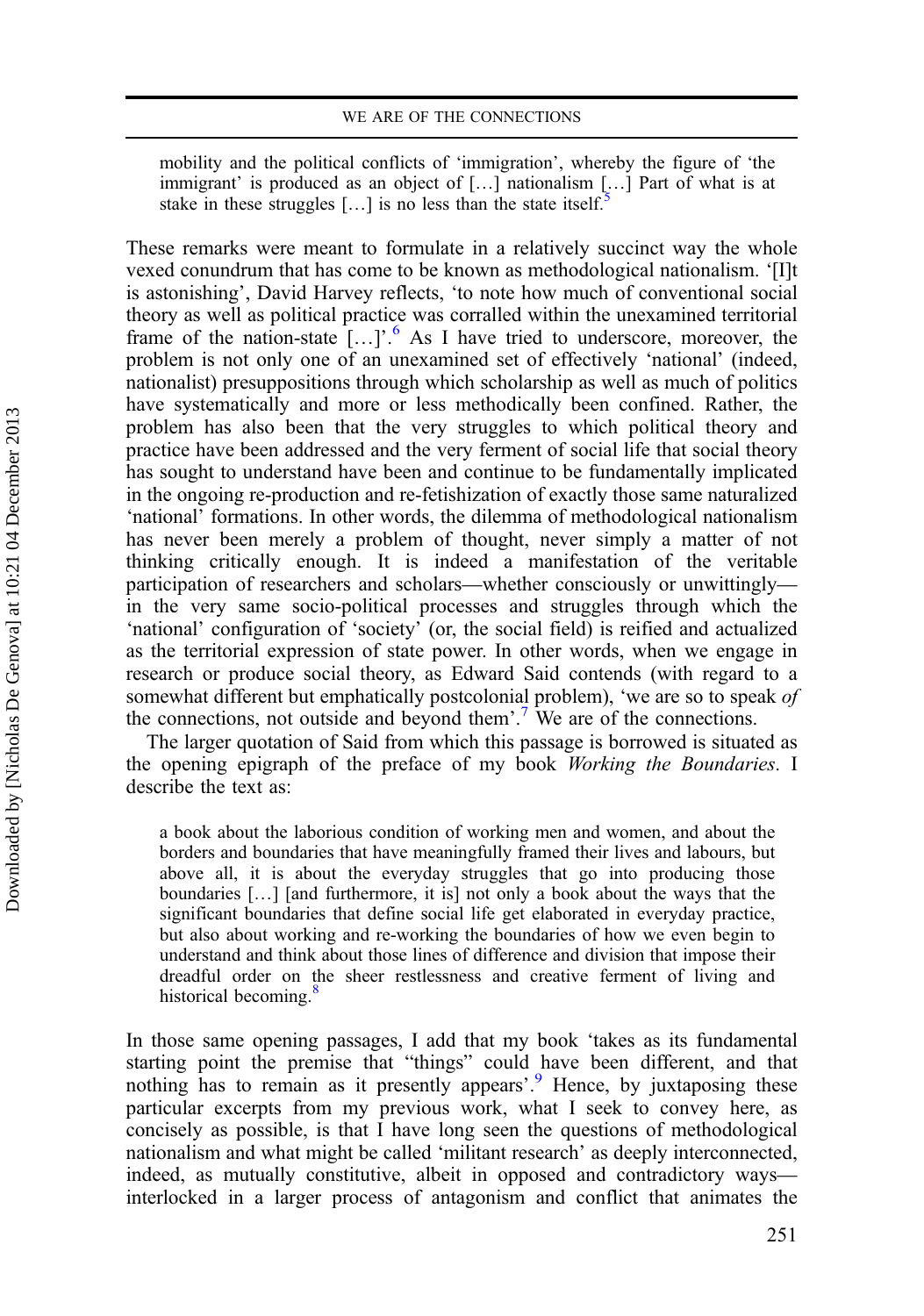> mobility and the political conflicts of 'immigration', whereby the figure of 'the immigrant' is produced as an object of […] nationalism […] Part of what is at stake in these struggles […] is no less than the state itself.[5]

These remarks were meant to formulate in a relatively succinct way the whole vexed conundrum that has come to be known as methodological nationalism. '[I]t is astonishing', David Harvey reflects, 'to note how much of conventional social theory as well as political practice was corralled within the unexamined territorial frame of the nation-state […]'.[6] As I have tried to underscore, moreover, the problem is not only one of an unexamined set of effectively 'national' (indeed, nationalist) presuppositions through which scholarship as well as much of politics have systematically and more or less methodically been confined. Rather, the problem has also been that the very struggles to which political theory and practice have been addressed and the very ferment of social life that social theory has sought to understand have been and continue to be fundamentally implicated in the ongoing re-production and re-fetishization of exactly those same naturalized 'national' formations. In other words, the dilemma of methodological nationalism has never been merely a problem of thought, never simply a matter of not thinking critically enough. It is indeed a manifestation of the veritable participation of researchers and scholars—whether consciously or unwittingly—in the very same socio-political processes and struggles through which the 'national' configuration of 'society' (or, the social field) is reified and actualized as the territorial expression of state power. In other words, when we engage in research or produce social theory, as Edward Said contends (with regard to a somewhat different but emphatically postcolonial problem), 'we are so to speak *of* the connections, not outside and beyond them'.[7] We are of the connections.

The larger quotation of Said from which this passage is borrowed is situated as the opening epigraph of the preface of my book *Working the Boundaries*. I describe the text as:

> a book about the laborious condition of working men and women, and about the borders and boundaries that have meaningfully framed their lives and labours, but above all, it is about the everyday struggles that go into producing those boundaries […] [and furthermore, it is] not only a book about the ways that the significant boundaries that define social life get elaborated in everyday practice, but also about working and re-working the boundaries of how we even begin to understand and think about those lines of difference and division that impose their dreadful order on the sheer restlessness and creative ferment of living and historical becoming.[8]

In those same opening passages, I add that my book 'takes as its fundamental starting point the premise that "things" could have been different, and that nothing has to remain as it presently appears'.[9] Hence, by juxtaposing these particular excerpts from my previous work, what I seek to convey here, as concisely as possible, is that I have long seen the questions of methodological nationalism and what might be called 'militant research' as deeply interconnected, indeed, as mutually constitutive, albeit in opposed and contradictory ways—interlocked in a larger process of antagonism and conflict that animates the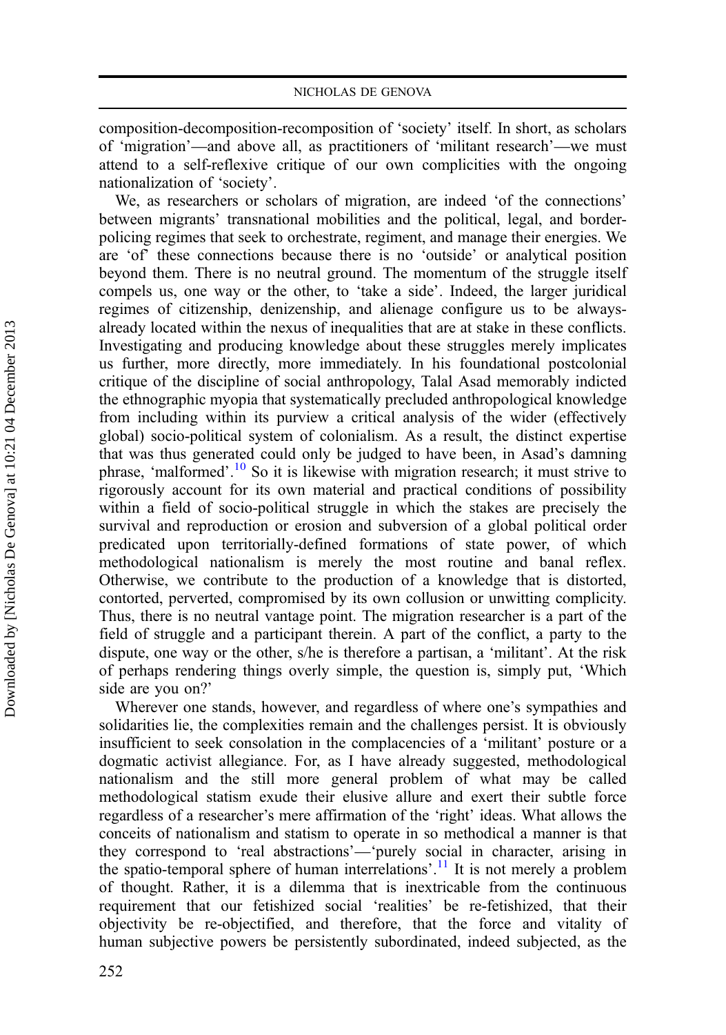composition-decomposition-recomposition of 'society' itself. In short, as scholars of 'migration'—and above all, as practitioners of 'militant research'—we must attend to a self-reflexive critique of our own complicities with the ongoing nationalization of 'society'.

We, as researchers or scholars of migration, are indeed 'of the connections' between migrants' transnational mobilities and the political, legal, and border-policing regimes that seek to orchestrate, regiment, and manage their energies. We are 'of' these connections because there is no 'outside' or analytical position beyond them. There is no neutral ground. The momentum of the struggle itself compels us, one way or the other, to 'take a side'. Indeed, the larger juridical regimes of citizenship, denizenship, and alienage configure us to be always-already located within the nexus of inequalities that are at stake in these conflicts. Investigating and producing knowledge about these struggles merely implicates us further, more directly, more immediately. In his foundational postcolonial critique of the discipline of social anthropology, Talal Asad memorably indicted the ethnographic myopia that systematically precluded anthropological knowledge from including within its purview a critical analysis of the wider (effectively global) socio-political system of colonialism. As a result, the distinct expertise that was thus generated could only be judged to have been, in Asad's damning phrase, 'malformed'.[10] So it is likewise with migration research; it must strive to rigorously account for its own material and practical conditions of possibility within a field of socio-political struggle in which the stakes are precisely the survival and reproduction or erosion and subversion of a global political order predicated upon territorially-defined formations of state power, of which methodological nationalism is merely the most routine and banal reflex. Otherwise, we contribute to the production of a knowledge that is distorted, contorted, perverted, compromised by its own collusion or unwitting complicity. Thus, there is no neutral vantage point. The migration researcher is a part of the field of struggle and a participant therein. A part of the conflict, a party to the dispute, one way or the other, s/he is therefore a partisan, a 'militant'. At the risk of perhaps rendering things overly simple, the question is, simply put, 'Which side are you on?'

Wherever one stands, however, and regardless of where one's sympathies and solidarities lie, the complexities remain and the challenges persist. It is obviously insufficient to seek consolation in the complacencies of a 'militant' posture or a dogmatic activist allegiance. For, as I have already suggested, methodological nationalism and the still more general problem of what may be called methodological statism exude their elusive allure and exert their subtle force regardless of a researcher's mere affirmation of the 'right' ideas. What allows the conceits of nationalism and statism to operate in so methodical a manner is that they correspond to 'real abstractions'—'purely social in character, arising in the spatio-temporal sphere of human interrelations'.[11] It is not merely a problem of thought. Rather, it is a dilemma that is inextricable from the continuous requirement that our fetishized social 'realities' be re-fetishized, that their objectivity be re-objectified, and therefore, that the force and vitality of human subjective powers be persistently subordinated, indeed subjected, as the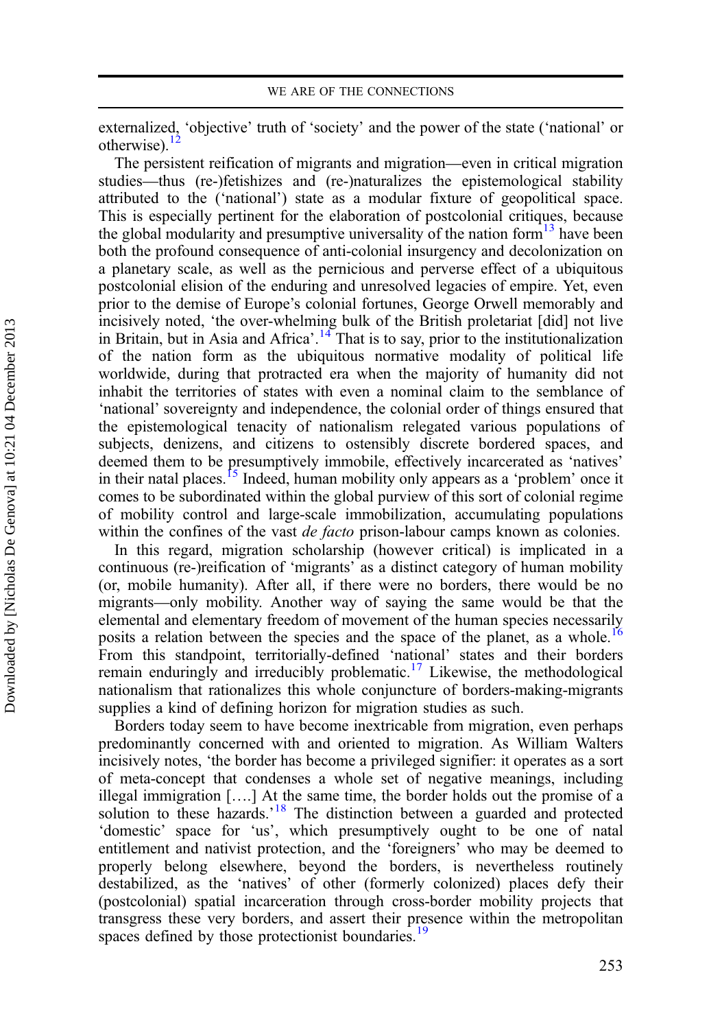externalized, 'objective' truth of 'society' and the power of the state ('national' or otherwise).[12]

The persistent reification of migrants and migration—even in critical migration studies—thus (re-)fetishizes and (re-)naturalizes the epistemological stability attributed to the ('national') state as a modular fixture of geopolitical space. This is especially pertinent for the elaboration of postcolonial critiques, because the global modularity and presumptive universality of the nation form[13] have been both the profound consequence of anti-colonial insurgency and decolonization on a planetary scale, as well as the pernicious and perverse effect of a ubiquitous postcolonial elision of the enduring and unresolved legacies of empire. Yet, even prior to the demise of Europe's colonial fortunes, George Orwell memorably and incisively noted, 'the over-whelming bulk of the British proletariat [did] not live in Britain, but in Asia and Africa'.[14] That is to say, prior to the institutionalization of the nation form as the ubiquitous normative modality of political life worldwide, during that protracted era when the majority of humanity did not inhabit the territories of states with even a nominal claim to the semblance of 'national' sovereignty and independence, the colonial order of things ensured that the epistemological tenacity of nationalism relegated various populations of subjects, denizens, and citizens to ostensibly discrete bordered spaces, and deemed them to be presumptively immobile, effectively incarcerated as 'natives' in their natal places.[15] Indeed, human mobility only appears as a 'problem' once it comes to be subordinated within the global purview of this sort of colonial regime of mobility control and large-scale immobilization, accumulating populations within the confines of the vast *de facto* prison-labour camps known as colonies.

In this regard, migration scholarship (however critical) is implicated in a continuous (re-)reification of 'migrants' as a distinct category of human mobility (or, mobile humanity). After all, if there were no borders, there would be no migrants—only mobility. Another way of saying the same would be that the elemental and elementary freedom of movement of the human species necessarily posits a relation between the species and the space of the planet, as a whole.[16] From this standpoint, territorially-defined 'national' states and their borders remain enduringly and irreducibly problematic.[17] Likewise, the methodological nationalism that rationalizes this whole conjuncture of borders-making-migrants supplies a kind of defining horizon for migration studies as such.

Borders today seem to have become inextricable from migration, even perhaps predominantly concerned with and oriented to migration. As William Walters incisively notes, 'the border has become a privileged signifier: it operates as a sort of meta-concept that condenses a whole set of negative meanings, including illegal immigration [....] At the same time, the border holds out the promise of a solution to these hazards.'[18] The distinction between a guarded and protected 'domestic' space for 'us', which presumptively ought to be one of natal entitlement and nativist protection, and the 'foreigners' who may be deemed to properly belong elsewhere, beyond the borders, is nevertheless routinely destabilized, as the 'natives' of other (formerly colonized) places defy their (postcolonial) spatial incarceration through cross-border mobility projects that transgress these very borders, and assert their presence within the metropolitan spaces defined by those protectionist boundaries.[19]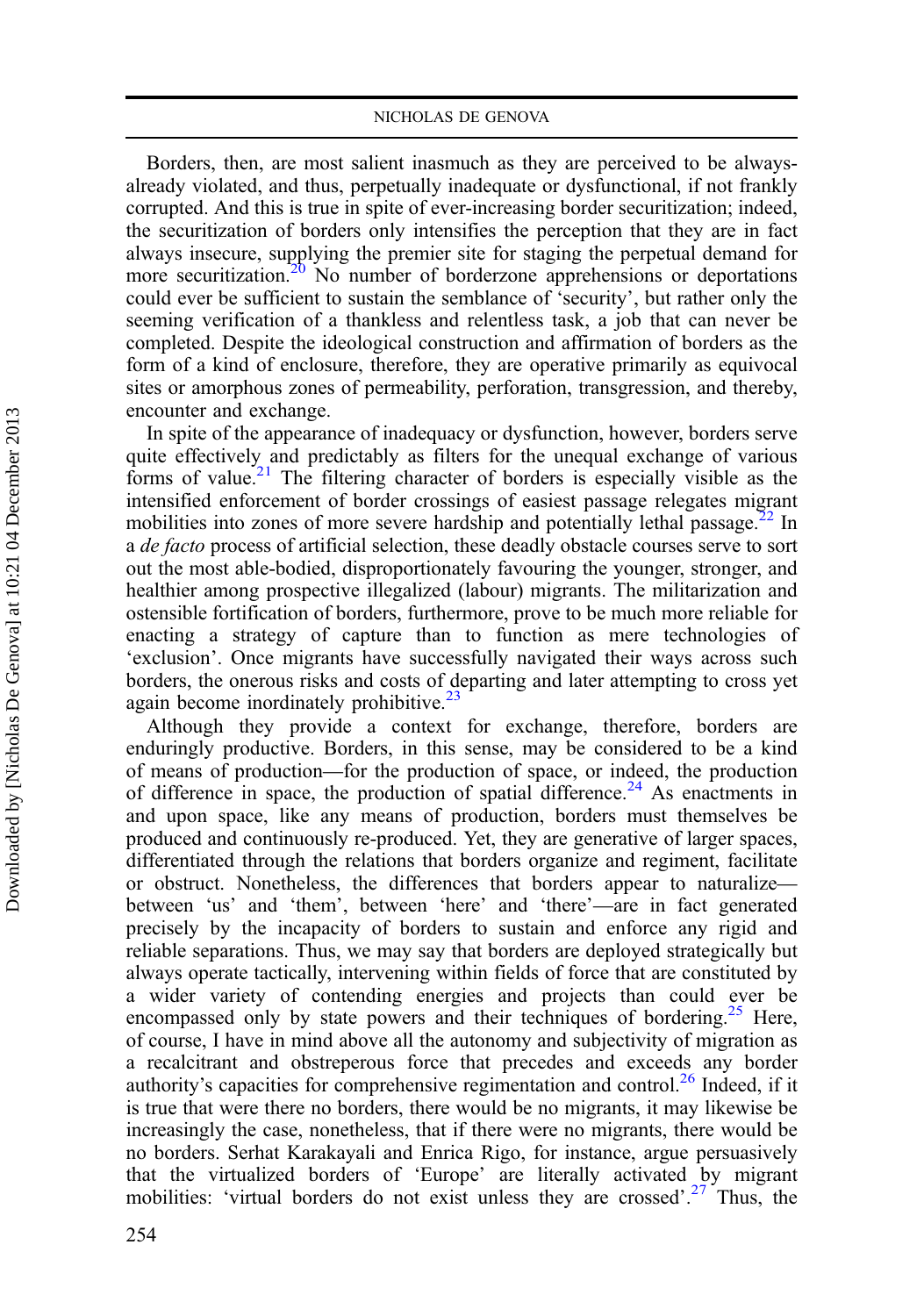Borders, then, are most salient inasmuch as they are perceived to be always-already violated, and thus, perpetually inadequate or dysfunctional, if not frankly corrupted. And this is true in spite of ever-increasing border securitization; indeed, the securitization of borders only intensifies the perception that they are in fact always insecure, supplying the premier site for staging the perpetual demand for more securitization.[20] No number of borderzone apprehensions or deportations could ever be sufficient to sustain the semblance of 'security', but rather only the seeming verification of a thankless and relentless task, a job that can never be completed. Despite the ideological construction and affirmation of borders as the form of a kind of enclosure, therefore, they are operative primarily as equivocal sites or amorphous zones of permeability, perforation, transgression, and thereby, encounter and exchange.

In spite of the appearance of inadequacy or dysfunction, however, borders serve quite effectively and predictably as filters for the unequal exchange of various forms of value.[21] The filtering character of borders is especially visible as the intensified enforcement of border crossings of easiest passage relegates migrant mobilities into zones of more severe hardship and potentially lethal passage.[22] In a *de facto* process of artificial selection, these deadly obstacle courses serve to sort out the most able-bodied, disproportionately favouring the younger, stronger, and healthier among prospective illegalized (labour) migrants. The militarization and ostensible fortification of borders, furthermore, prove to be much more reliable for enacting a strategy of capture than to function as mere technologies of 'exclusion'. Once migrants have successfully navigated their ways across such borders, the onerous risks and costs of departing and later attempting to cross yet again become inordinately prohibitive.[23]

Although they provide a context for exchange, therefore, borders are enduringly productive. Borders, in this sense, may be considered to be a kind of means of production—for the production of space, or indeed, the production of difference in space, the production of spatial difference.[24] As enactments in and upon space, like any means of production, borders must themselves be produced and continuously re-produced. Yet, they are generative of larger spaces, differentiated through the relations that borders organize and regiment, facilitate or obstruct. Nonetheless, the differences that borders appear to naturalize—between 'us' and 'them', between 'here' and 'there'—are in fact generated precisely by the incapacity of borders to sustain and enforce any rigid and reliable separations. Thus, we may say that borders are deployed strategically but always operate tactically, intervening within fields of force that are constituted by a wider variety of contending energies and projects than could ever be encompassed only by state powers and their techniques of bordering.[25] Here, of course, I have in mind above all the autonomy and subjectivity of migration as a recalcitrant and obstreperous force that precedes and exceeds any border authority's capacities for comprehensive regimentation and control.[26] Indeed, if it is true that were there no borders, there would be no migrants, it may likewise be increasingly the case, nonetheless, that if there were no migrants, there would be no borders. Serhat Karakayali and Enrica Rigo, for instance, argue persuasively that the virtualized borders of 'Europe' are literally activated by migrant mobilities: 'virtual borders do not exist unless they are crossed'.[27] Thus, the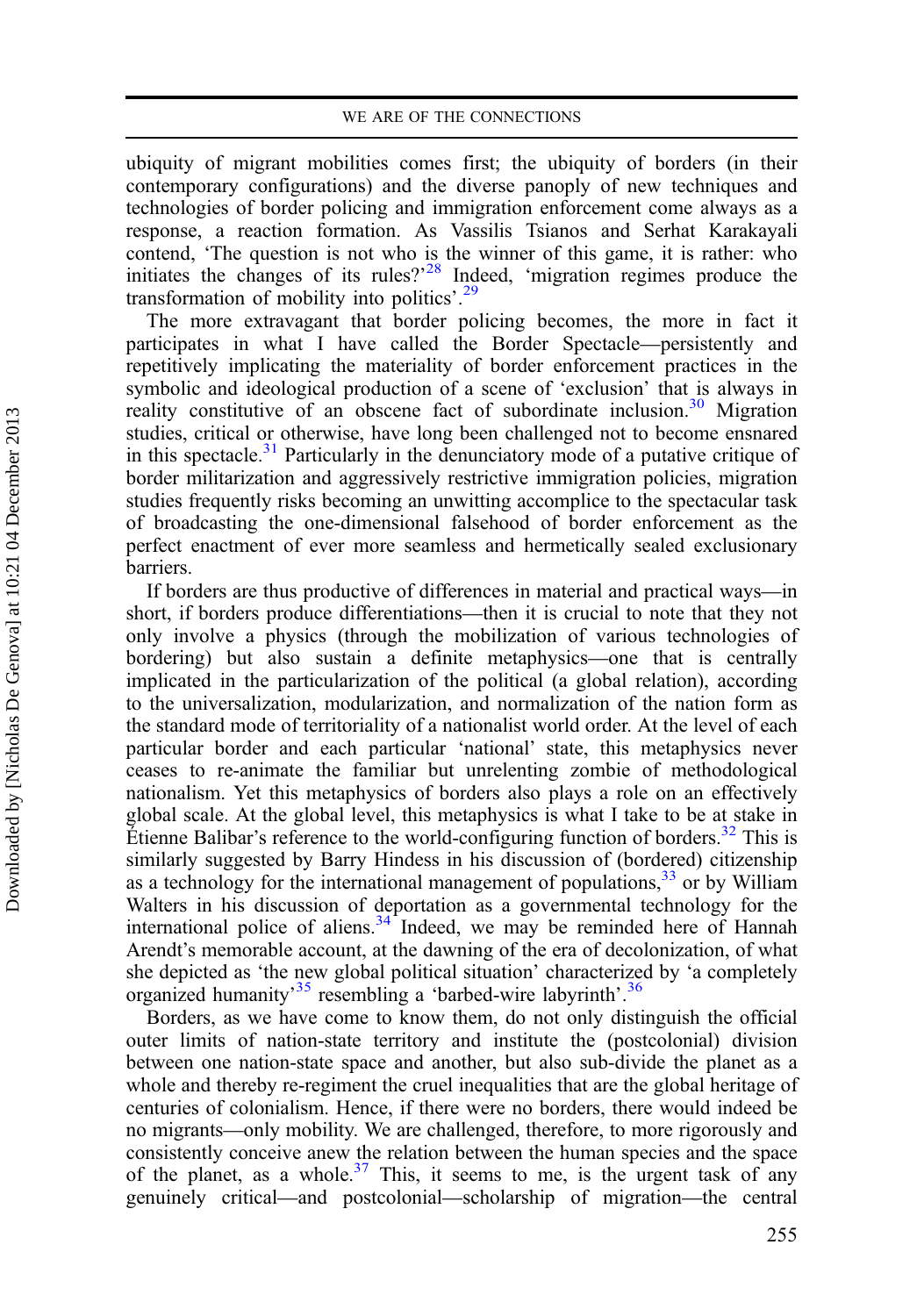ubiquity of migrant mobilities comes first; the ubiquity of borders (in their contemporary configurations) and the diverse panoply of new techniques and technologies of border policing and immigration enforcement come always as a response, a reaction formation. As Vassilis Tsianos and Serhat Karakayali contend, 'The question is not who is the winner of this game, it is rather: who initiates the changes of its rules?'[28] Indeed, 'migration regimes produce the transformation of mobility into politics'.[29]

The more extravagant that border policing becomes, the more in fact it participates in what I have called the Border Spectacle—persistently and repetitively implicating the materiality of border enforcement practices in the symbolic and ideological production of a scene of 'exclusion' that is always in reality constitutive of an obscene fact of subordinate inclusion.[30] Migration studies, critical or otherwise, have long been challenged not to become ensnared in this spectacle.[31] Particularly in the denunciatory mode of a putative critique of border militarization and aggressively restrictive immigration policies, migration studies frequently risks becoming an unwitting accomplice to the spectacular task of broadcasting the one-dimensional falsehood of border enforcement as the perfect enactment of ever more seamless and hermetically sealed exclusionary barriers.

If borders are thus productive of differences in material and practical ways—in short, if borders produce differentiations—then it is crucial to note that they not only involve a physics (through the mobilization of various technologies of bordering) but also sustain a definite metaphysics—one that is centrally implicated in the particularization of the political (a global relation), according to the universalization, modularization, and normalization of the nation form as the standard mode of territoriality of a nationalist world order. At the level of each particular border and each particular 'national' state, this metaphysics never ceases to re-animate the familiar but unrelenting zombie of methodological nationalism. Yet this metaphysics of borders also plays a role on an effectively global scale. At the global level, this metaphysics is what I take to be at stake in Étienne Balibar's reference to the world-configuring function of borders.[32] This is similarly suggested by Barry Hindess in his discussion of (bordered) citizenship as a technology for the international management of populations,[33] or by William Walters in his discussion of deportation as a governmental technology for the international police of aliens.[34] Indeed, we may be reminded here of Hannah Arendt's memorable account, at the dawning of the era of decolonization, of what she depicted as 'the new global political situation' characterized by 'a completely organized humanity'[35] resembling a 'barbed-wire labyrinth'.[36]

Borders, as we have come to know them, do not only distinguish the official outer limits of nation-state territory and institute the (postcolonial) division between one nation-state space and another, but also sub-divide the planet as a whole and thereby re-regiment the cruel inequalities that are the global heritage of centuries of colonialism. Hence, if there were no borders, there would indeed be no migrants—only mobility. We are challenged, therefore, to more rigorously and consistently conceive anew the relation between the human species and the space of the planet, as a whole.[37] This, it seems to me, is the urgent task of any genuinely critical—and postcolonial—scholarship of migration—the central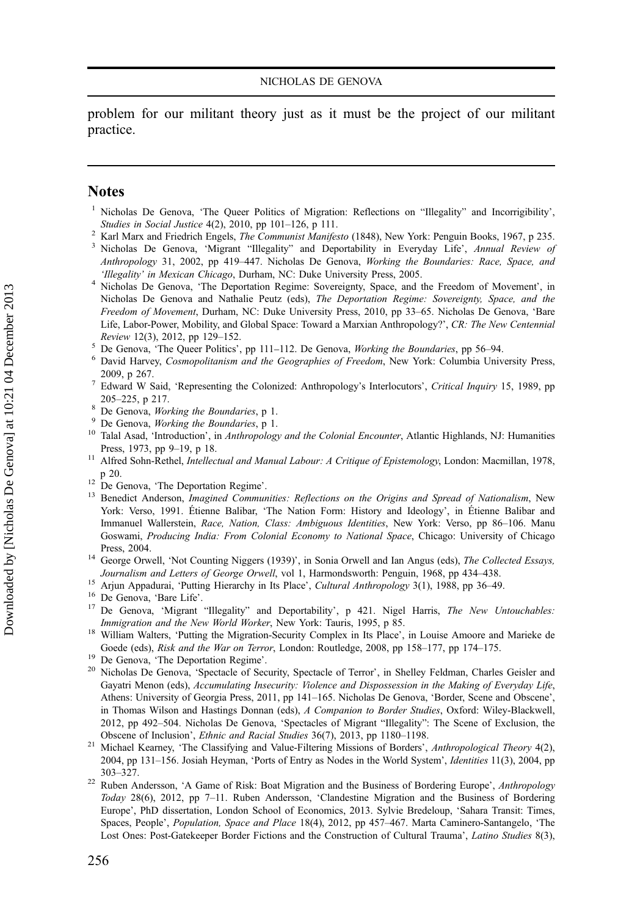problem for our militant theory just as it must be the project of our militant practice.

## Notes

1. Nicholas De Genova, 'The Queer Politics of Migration: Reflections on "Illegality" and Incorrigibility', *Studies in Social Justice* 4(2), 2010, pp 101–126, p 111.
2. Karl Marx and Friedrich Engels, *The Communist Manifesto* (1848), New York: Penguin Books, 1967, p 235.
3. Nicholas De Genova, 'Migrant "Illegality" and Deportability in Everyday Life', *Annual Review of Anthropology* 31, 2002, pp 419–447. Nicholas De Genova, *Working the Boundaries: Race, Space, and 'Illegality' in Mexican Chicago*, Durham, NC: Duke University Press, 2005.
4. Nicholas De Genova, 'The Deportation Regime: Sovereignty, Space, and the Freedom of Movement', in Nicholas De Genova and Nathalie Peutz (eds), *The Deportation Regime: Sovereignty, Space, and the Freedom of Movement*, Durham, NC: Duke University Press, 2010, pp 33–65. Nicholas De Genova, 'Bare Life, Labor-Power, Mobility, and Global Space: Toward a Marxian Anthropology?', *CR: The New Centennial Review* 12(3), 2012, pp 129–152.
5. De Genova, 'The Queer Politics', pp 111–112. De Genova, *Working the Boundaries*, pp 56–94.
6. David Harvey, *Cosmopolitanism and the Geographies of Freedom*, New York: Columbia University Press, 2009, p 267.
7. Edward W Said, 'Representing the Colonized: Anthropology's Interlocutors', *Critical Inquiry* 15, 1989, pp 205–225, p 217.
8. De Genova, *Working the Boundaries*, p 1.
9. De Genova, *Working the Boundaries*, p 1.
10. Talal Asad, 'Introduction', in *Anthropology and the Colonial Encounter*, Atlantic Highlands, NJ: Humanities Press, 1973, pp 9–19, p 18.
11. Alfred Sohn-Rethel, *Intellectual and Manual Labour: A Critique of Epistemology*, London: Macmillan, 1978, p 20.
12. De Genova, 'The Deportation Regime'.
13. Benedict Anderson, *Imagined Communities: Reflections on the Origins and Spread of Nationalism*, New York: Verso, 1991. Étienne Balibar, 'The Nation Form: History and Ideology', in Étienne Balibar and Immanuel Wallerstein, *Race, Nation, Class: Ambiguous Identities*, New York: Verso, pp 86–106. Manu Goswami, *Producing India: From Colonial Economy to National Space*, Chicago: University of Chicago Press, 2004.
14. George Orwell, 'Not Counting Niggers (1939)', in Sonia Orwell and Ian Angus (eds), *The Collected Essays, Journalism and Letters of George Orwell*, vol 1, Harmondsworth: Penguin, 1968, pp 434–438.
15. Arjun Appadurai, 'Putting Hierarchy in Its Place', *Cultural Anthropology* 3(1), 1988, pp 36–49.
16. De Genova, 'Bare Life'.
17. De Genova, 'Migrant "Illegality" and Deportability', p 421. Nigel Harris, *The New Untouchables: Immigration and the New World Worker*, New York: Tauris, 1995, p 85.
18. William Walters, 'Putting the Migration-Security Complex in Its Place', in Louise Amoore and Marieke de Goede (eds), *Risk and the War on Terror*, London: Routledge, 2008, pp 158–177, pp 174–175.
19. De Genova, 'The Deportation Regime'.
20. Nicholas De Genova, 'Spectacle of Security, Spectacle of Terror', in Shelley Feldman, Charles Geisler and Gayatri Menon (eds), *Accumulating Insecurity: Violence and Dispossession in the Making of Everyday Life*, Athens: University of Georgia Press, 2011, pp 141–165. Nicholas De Genova, 'Border, Scene and Obscene', in Thomas Wilson and Hastings Donnan (eds), *A Companion to Border Studies*, Oxford: Wiley-Blackwell, 2012, pp 492–504. Nicholas De Genova, 'Spectacles of Migrant "Illegality": The Scene of Exclusion, the Obscene of Inclusion', *Ethnic and Racial Studies* 36(7), 2013, pp 1180–1198.
21. Michael Kearney, 'The Classifying and Value-Filtering Missions of Borders', *Anthropological Theory* 4(2), 2004, pp 131–156. Josiah Heyman, 'Ports of Entry as Nodes in the World System', *Identities* 11(3), 2004, pp 303–327.
22. Ruben Andersson, 'A Game of Risk: Boat Migration and the Business of Bordering Europe', *Anthropology Today* 28(6), 2012, pp 7–11. Ruben Andersson, 'Clandestine Migration and the Business of Bordering Europe', PhD dissertation, London School of Economics, 2013. Sylvie Bredeloup, 'Sahara Transit: Times, Spaces, People', *Population, Space and Place* 18(4), 2012, pp 457–467. Marta Caminero-Santangelo, 'The Lost Ones: Post-Gatekeeper Border Fictions and the Construction of Cultural Trauma', *Latino Studies* 8(3),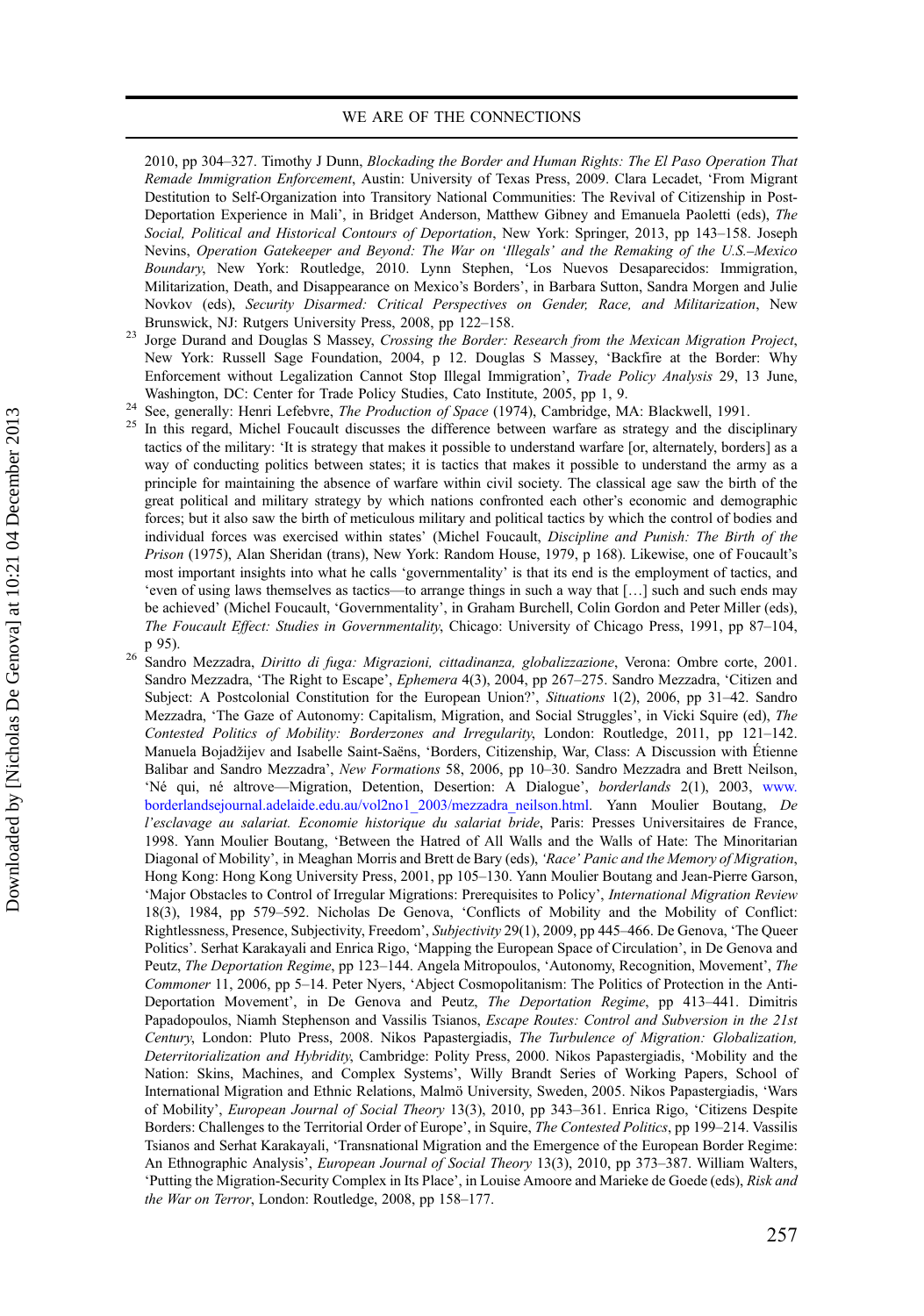2010, pp 304–327. Timothy J Dunn, *Blockading the Border and Human Rights: The El Paso Operation That Remade Immigration Enforcement*, Austin: University of Texas Press, 2009. Clara Lecadet, 'From Migrant Destitution to Self-Organization into Transitory National Communities: The Revival of Citizenship in Post-Deportation Experience in Mali', in Bridget Anderson, Matthew Gibney and Emanuela Paoletti (eds), *The Social, Political and Historical Contours of Deportation*, New York: Springer, 2013, pp 143–158. Joseph Nevins, *Operation Gatekeeper and Beyond: The War on 'Illegals' and the Remaking of the U.S.–Mexico Boundary*, New York: Routledge, 2010. Lynn Stephen, 'Los Nuevos Desaparecidos: Immigration, Militarization, Death, and Disappearance on Mexico's Borders', in Barbara Sutton, Sandra Morgen and Julie Novkov (eds), *Security Disarmed: Critical Perspectives on Gender, Race, and Militarization*, New Brunswick, NJ: Rutgers University Press, 2008, pp 122–158.

[23] Jorge Durand and Douglas S Massey, *Crossing the Border: Research from the Mexican Migration Project*, New York: Russell Sage Foundation, 2004, p 12. Douglas S Massey, 'Backfire at the Border: Why Enforcement without Legalization Cannot Stop Illegal Immigration', *Trade Policy Analysis* 29, 13 June, Washington, DC: Center for Trade Policy Studies, Cato Institute, 2005, pp 1, 9.

[24] See, generally: Henri Lefebvre, *The Production of Space* (1974), Cambridge, MA: Blackwell, 1991.

[25] In this regard, Michel Foucault discusses the difference between warfare as strategy and the disciplinary tactics of the military: 'It is strategy that makes it possible to understand warfare [or, alternately, borders] as a way of conducting politics between states; it is tactics that makes it possible to understand the army as a principle for maintaining the absence of warfare within civil society. The classical age saw the birth of the great political and military strategy by which nations confronted each other's economic and demographic forces; but it also saw the birth of meticulous military and political tactics by which the control of bodies and individual forces was exercised within states' (Michel Foucault, *Discipline and Punish: The Birth of the Prison* (1975), Alan Sheridan (trans), New York: Random House, 1979, p 168). Likewise, one of Foucault's most important insights into what he calls 'governmentality' is that its end is the employment of tactics, and 'even of using laws themselves as tactics—to arrange things in such a way that […] such and such ends may be achieved' (Michel Foucault, 'Governmentality', in Graham Burchell, Colin Gordon and Peter Miller (eds), *The Foucault Effect: Studies in Governmentality*, Chicago: University of Chicago Press, 1991, pp 87–104, p 95).

[26] Sandro Mezzadra, *Diritto di fuga: Migrazioni, cittadinanza, globalizzazione*, Verona: Ombre corte, 2001. Sandro Mezzadra, 'The Right to Escape', *Ephemera* 4(3), 2004, pp 267–275. Sandro Mezzadra, 'Citizen and Subject: A Postcolonial Constitution for the European Union?', *Situations* 1(2), 2006, pp 31–42. Sandro Mezzadra, 'The Gaze of Autonomy: Capitalism, Migration, and Social Struggles', in Vicki Squire (ed), *The Contested Politics of Mobility: Borderzones and Irregularity*, London: Routledge, 2011, pp 121–142. Manuela Bojadžijev and Isabelle Saint-Saëns, 'Borders, Citizenship, War, Class: A Discussion with Étienne Balibar and Sandro Mezzadra', *New Formations* 58, 2006, pp 10–30. Sandro Mezzadra and Brett Neilson, 'Né qui, né altrove—Migration, Detention, Desertion: A Dialogue', *borderlands* 2(1), 2003, www.borderlandsejournal.adelaide.edu.au/vol2no1_2003/mezzadra_neilson.html. Yann Moulier Boutang, *De l'esclavage au salariat. Economie historique du salariat bride*, Paris: Presses Universitaires de France, 1998. Yann Moulier Boutang, 'Between the Hatred of All Walls and the Walls of Hate: The Minoritarian Diagonal of Mobility', in Meaghan Morris and Brett de Bary (eds), *'Race' Panic and the Memory of Migration*, Hong Kong: Hong Kong University Press, 2001, pp 105–130. Yann Moulier Boutang and Jean-Pierre Garson, 'Major Obstacles to Control of Irregular Migrations: Prerequisites to Policy', *International Migration Review* 18(3), 1984, pp 579–592. Nicholas De Genova, 'Conflicts of Mobility and the Mobility of Conflict: Rightlessness, Presence, Subjectivity, Freedom', *Subjectivity* 29(1), 2009, pp 445–466. De Genova, 'The Queer Politics'. Serhat Karakayali and Enrica Rigo, 'Mapping the European Space of Circulation', in De Genova and Peutz, *The Deportation Regime*, pp 123–144. Angela Mitropoulos, 'Autonomy, Recognition, Movement', *The Commoner* 11, 2006, pp 5–14. Peter Nyers, 'Abject Cosmopolitanism: The Politics of Protection in the Anti-Deportation Movement', in De Genova and Peutz, *The Deportation Regime*, pp 413–441. Dimitris Papadopoulos, Niamh Stephenson and Vassilis Tsianos, *Escape Routes: Control and Subversion in the 21st Century*, London: Pluto Press, 2008. Nikos Papastergiadis, *The Turbulence of Migration: Globalization, Deterritorialization and Hybridity*, Cambridge: Polity Press, 2000. Nikos Papastergiadis, 'Mobility and the Nation: Skins, Machines, and Complex Systems', Willy Brandt Series of Working Papers, School of International Migration and Ethnic Relations, Malmö University, Sweden, 2005. Nikos Papastergiadis, 'Wars of Mobility', *European Journal of Social Theory* 13(3), 2010, pp 343–361. Enrica Rigo, 'Citizens Despite Borders: Challenges to the Territorial Order of Europe', in Squire, *The Contested Politics*, pp 199–214. Vassilis Tsianos and Serhat Karakayali, 'Transnational Migration and the Emergence of the European Border Regime: An Ethnographic Analysis', *European Journal of Social Theory* 13(3), 2010, pp 373–387. William Walters, 'Putting the Migration-Security Complex in Its Place', in Louise Amoore and Marieke de Goede (eds), *Risk and the War on Terror*, London: Routledge, 2008, pp 158–177.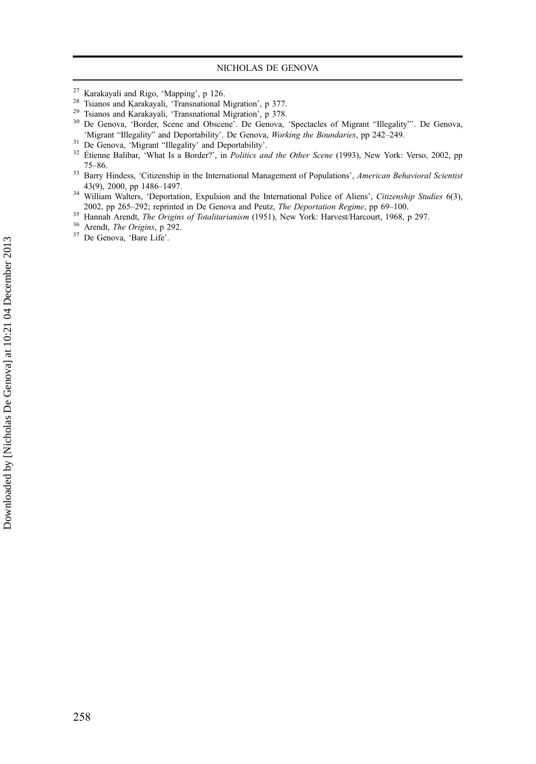[27] Karakayali and Rigo, 'Mapping', p 126.

[28] Tsianos and Karakayali, 'Transnational Migration', p 377.

[29] Tsianos and Karakayali, 'Transnational Migration', p 378.

[30] De Genova, 'Border, Scene and Obscene'. De Genova, 'Spectacles of Migrant "Illegality"'. De Genova, 'Migrant "Illegality" and Deportability'. De Genova, *Working the Boundaries*, pp 242–249.

[31] De Genova, 'Migrant "Illegality' and Deportability'.

[32] Étienne Balibar, 'What Is a Border?', in *Politics and the Other Scene* (1993), New York: Verso, 2002, pp 75–86.

[33] Barry Hindess, 'Citizenship in the International Management of Populations', *American Behavioral Scientist* 43(9), 2000, pp 1486–1497.

[34] William Walters, 'Deportation, Expulsion and the International Police of Aliens', *Citizenship Studies* 6(3), 2002, pp 265–292; reprinted in De Genova and Peutz, *The Deportation Regime*, pp 69–100.

[35] Hannah Arendt, *The Origins of Totalitarianism* (1951), New York: Harvest/Harcourt, 1968, p 297.

[36] Arendt, *The Origins*, p 292.

[37] De Genova, 'Bare Life'.